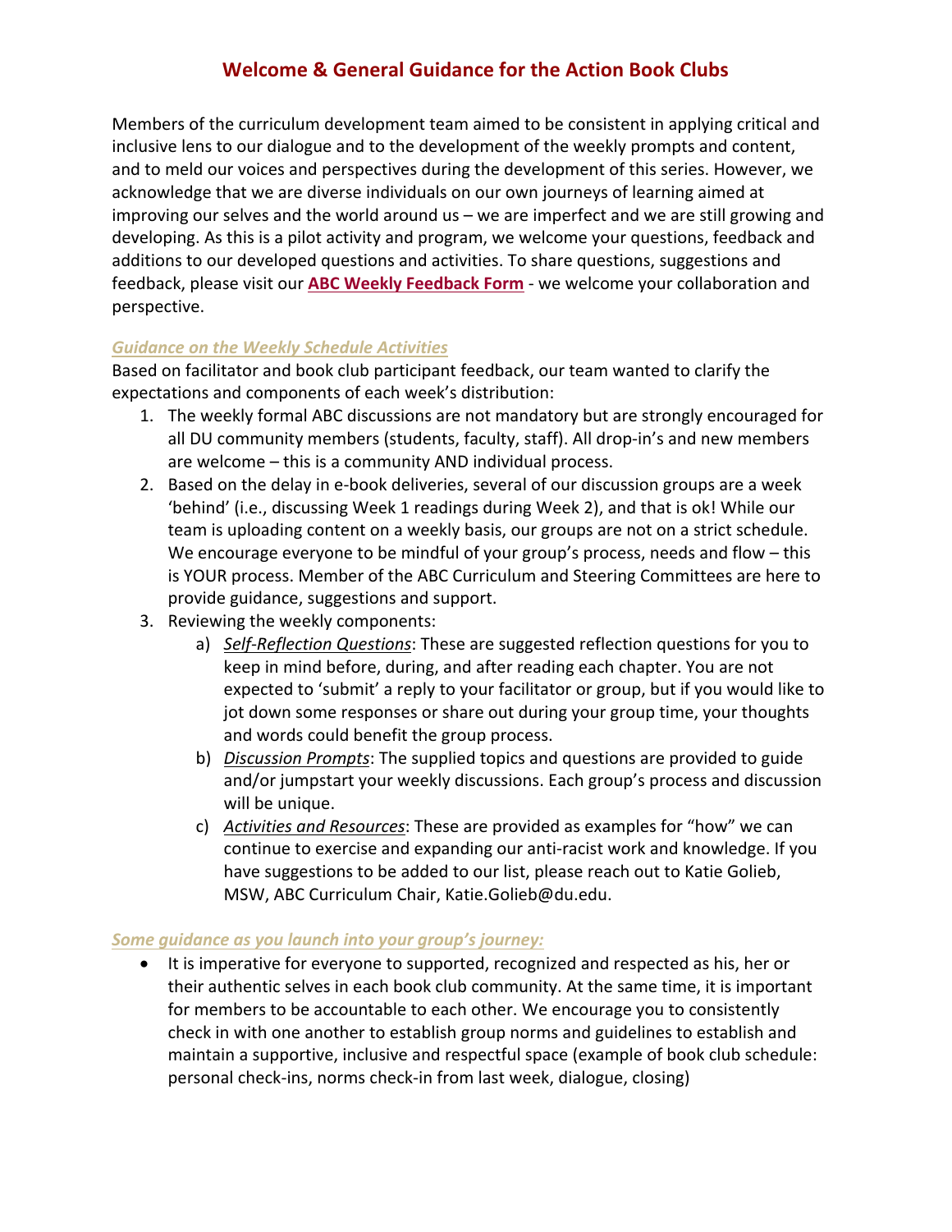# Welcome & General Guidance for the Action Book Clubs

Members of the curriculum development team aimed to be consistent in applying critical and inclusive lens to our dialogue and to the development of the weekly prompts and content, and to meld our voices and perspectives during the development of this series. However, we acknowledge that we are diverse individuals on our own journeys of learning aimed at improving our selves and the world around us – we are imperfect and we are still growing and developing. As this is a pilot activity and program, we welcome your questions, feedback and additions to our developed questions and activities. To share questions, suggestions and feedback, please visit our **ABC Weekly Feedback Form** - we welcome your collaboration and perspective.

*Guidance on the Weekly Schedule Activities*

Based on facilitator and book club participant feedback, our team wanted to clarify the expectations and components of each week's distribution:

1. The weekly formal ABC discussions are not mandatory but are strongly encouraged for all DU community members (students, faculty, staff). All drop-in's and new members are welcome – this is a community AND individual process.
2. Based on the delay in e-book deliveries, several of our discussion groups are a week 'behind' (i.e., discussing Week 1 readings during Week 2), and that is ok! While our team is uploading content on a weekly basis, our groups are not on a strict schedule. We encourage everyone to be mindful of your group's process, needs and flow – this is YOUR process. Member of the ABC Curriculum and Steering Committees are here to provide guidance, suggestions and support.
3. Reviewing the weekly components:
   a) *Self-Reflection Questions*: These are suggested reflection questions for you to keep in mind before, during, and after reading each chapter. You are not expected to 'submit' a reply to your facilitator or group, but if you would like to jot down some responses or share out during your group time, your thoughts and words could benefit the group process.
   b) *Discussion Prompts*: The supplied topics and questions are provided to guide and/or jumpstart your weekly discussions. Each group's process and discussion will be unique.
   c) *Activities and Resources*: These are provided as examples for "how" we can continue to exercise and expanding our anti-racist work and knowledge. If you have suggestions to be added to our list, please reach out to Katie Golieb, MSW, ABC Curriculum Chair, Katie.Golieb@du.edu.

*Some guidance as you launch into your group's journey:*

- It is imperative for everyone to supported, recognized and respected as his, her or their authentic selves in each book club community. At the same time, it is important for members to be accountable to each other. We encourage you to consistently check in with one another to establish group norms and guidelines to establish and maintain a supportive, inclusive and respectful space (example of book club schedule: personal check-ins, norms check-in from last week, dialogue, closing)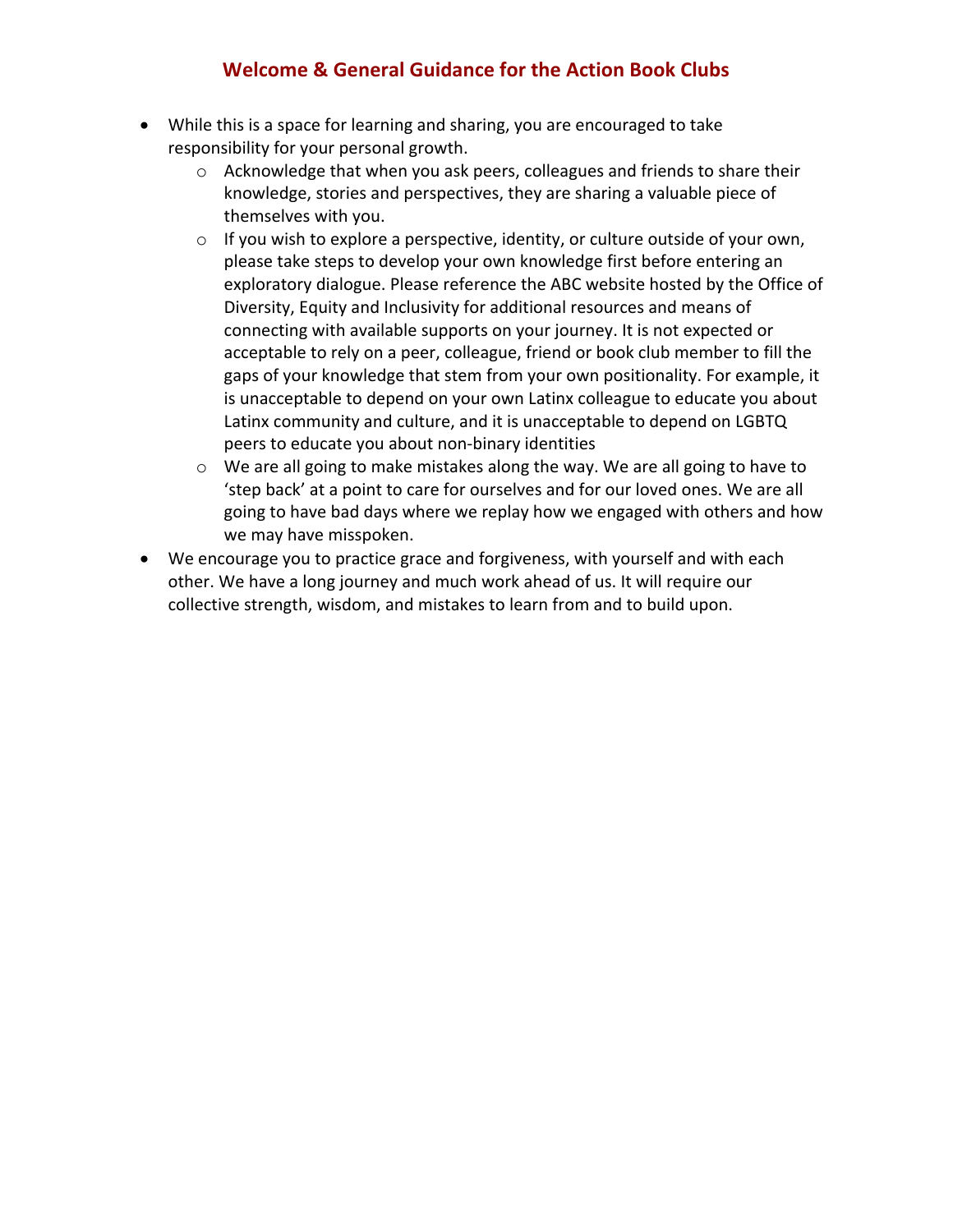## Welcome & General Guidance for the Action Book Clubs

- While this is a space for learning and sharing, you are encouraged to take responsibility for your personal growth.
  - Acknowledge that when you ask peers, colleagues and friends to share their knowledge, stories and perspectives, they are sharing a valuable piece of themselves with you.
  - If you wish to explore a perspective, identity, or culture outside of your own, please take steps to develop your own knowledge first before entering an exploratory dialogue. Please reference the ABC website hosted by the Office of Diversity, Equity and Inclusivity for additional resources and means of connecting with available supports on your journey. It is not expected or acceptable to rely on a peer, colleague, friend or book club member to fill the gaps of your knowledge that stem from your own positionality. For example, it is unacceptable to depend on your own Latinx colleague to educate you about Latinx community and culture, and it is unacceptable to depend on LGBTQ peers to educate you about non-binary identities
  - We are all going to make mistakes along the way. We are all going to have to 'step back' at a point to care for ourselves and for our loved ones. We are all going to have bad days where we replay how we engaged with others and how we may have misspoken.
- We encourage you to practice grace and forgiveness, with yourself and with each other. We have a long journey and much work ahead of us. It will require our collective strength, wisdom, and mistakes to learn from and to build upon.